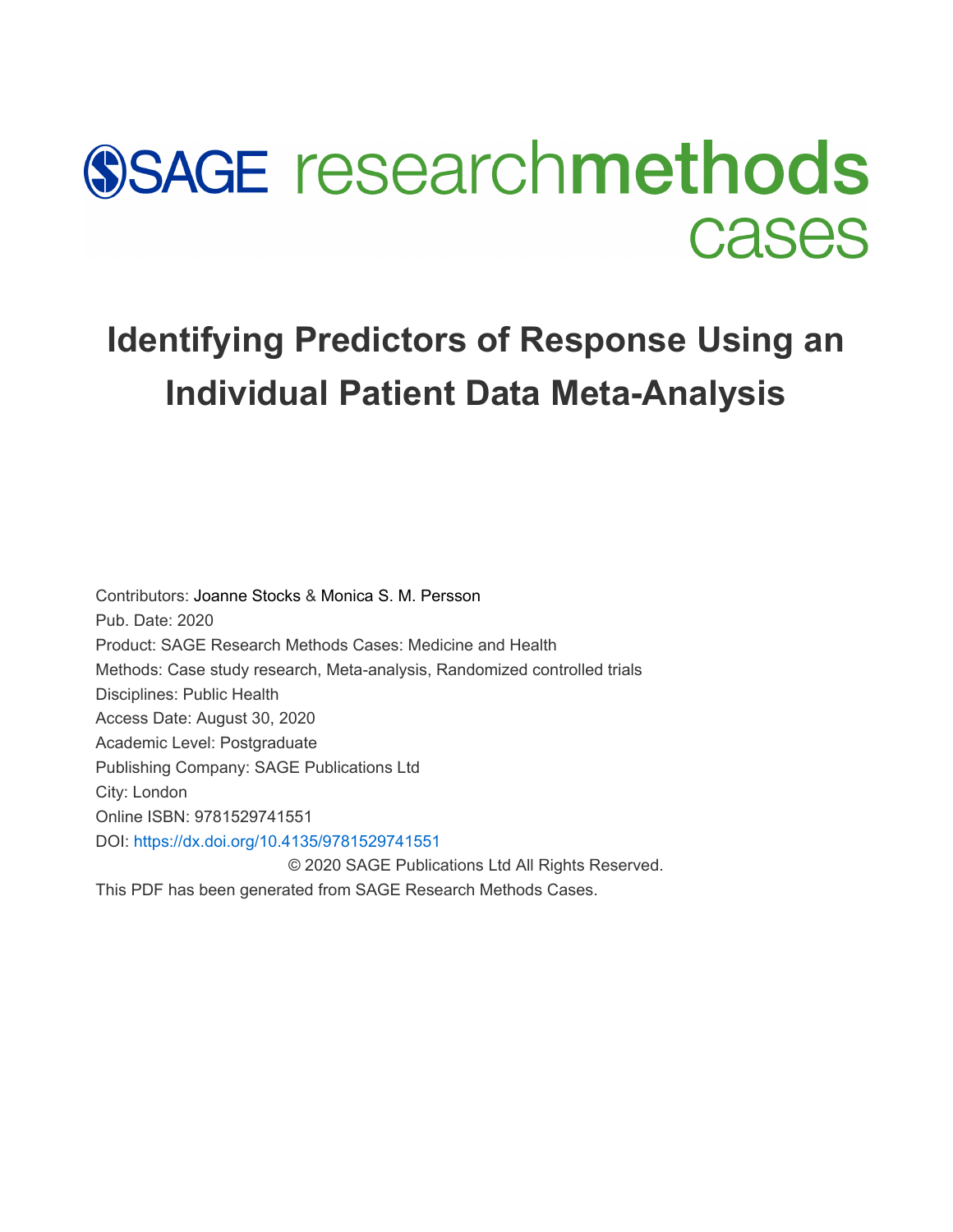# SAGE research methods cases

# Identifying Predictors of Response Using an Individual Patient Data Meta-Analysis

Contributors: Joanne Stocks & Monica S. M. Persson
Pub. Date: 2020
Product: SAGE Research Methods Cases: Medicine and Health
Methods: Case study research, Meta-analysis, Randomized controlled trials
Disciplines: Public Health
Access Date: August 30, 2020
Academic Level: Postgraduate
Publishing Company: SAGE Publications Ltd
City: London
Online ISBN: 9781529741551
DOI: https://dx.doi.org/10.4135/9781529741551

© 2020 SAGE Publications Ltd All Rights Reserved.

This PDF has been generated from SAGE Research Methods Cases.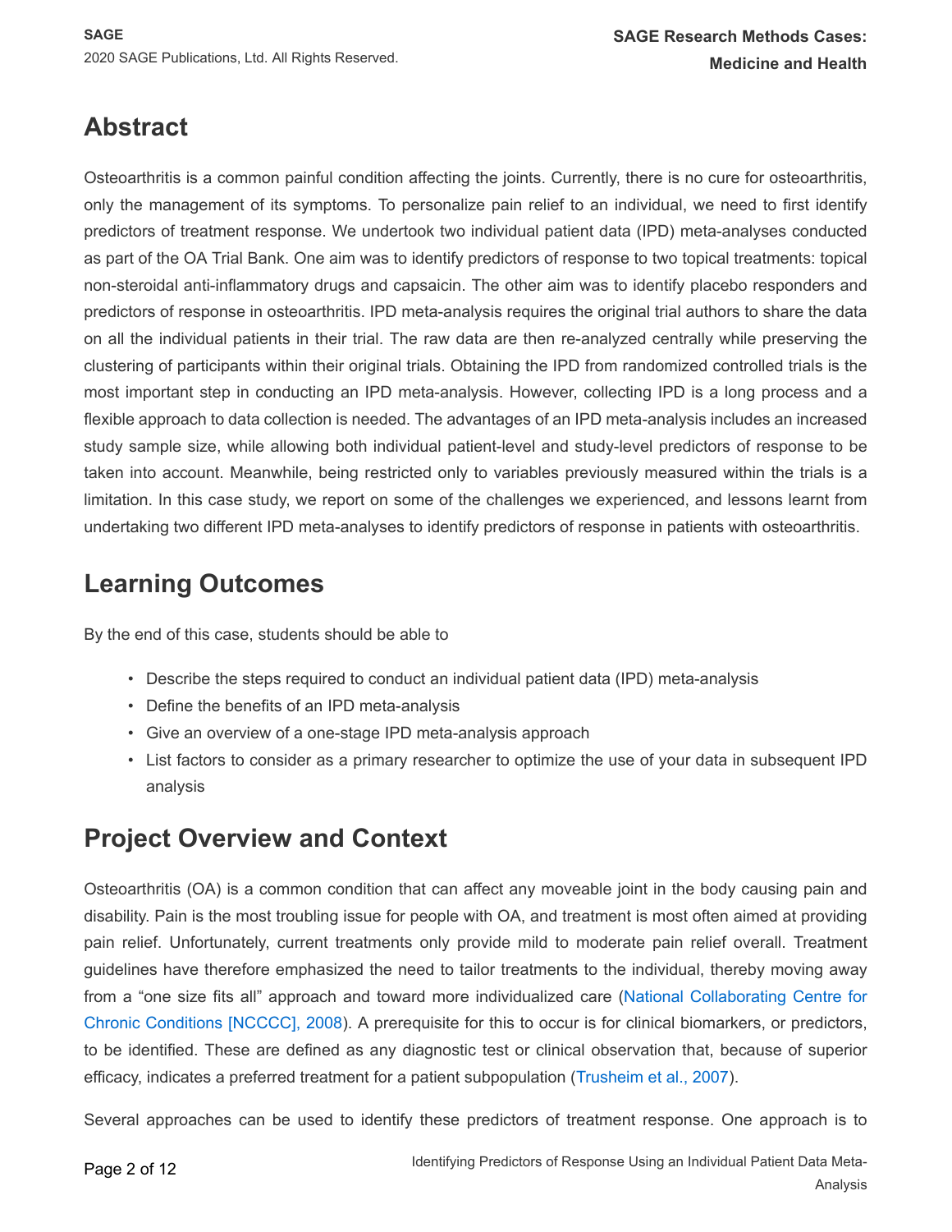## Abstract

Osteoarthritis is a common painful condition affecting the joints. Currently, there is no cure for osteoarthritis, only the management of its symptoms. To personalize pain relief to an individual, we need to first identify predictors of treatment response. We undertook two individual patient data (IPD) meta-analyses conducted as part of the OA Trial Bank. One aim was to identify predictors of response to two topical treatments: topical non-steroidal anti-inflammatory drugs and capsaicin. The other aim was to identify placebo responders and predictors of response in osteoarthritis. IPD meta-analysis requires the original trial authors to share the data on all the individual patients in their trial. The raw data are then re-analyzed centrally while preserving the clustering of participants within their original trials. Obtaining the IPD from randomized controlled trials is the most important step in conducting an IPD meta-analysis. However, collecting IPD is a long process and a flexible approach to data collection is needed. The advantages of an IPD meta-analysis includes an increased study sample size, while allowing both individual patient-level and study-level predictors of response to be taken into account. Meanwhile, being restricted only to variables previously measured within the trials is a limitation. In this case study, we report on some of the challenges we experienced, and lessons learnt from undertaking two different IPD meta-analyses to identify predictors of response in patients with osteoarthritis.

## Learning Outcomes

By the end of this case, students should be able to

- Describe the steps required to conduct an individual patient data (IPD) meta-analysis
- Define the benefits of an IPD meta-analysis
- Give an overview of a one-stage IPD meta-analysis approach
- List factors to consider as a primary researcher to optimize the use of your data in subsequent IPD analysis

## Project Overview and Context

Osteoarthritis (OA) is a common condition that can affect any moveable joint in the body causing pain and disability. Pain is the most troubling issue for people with OA, and treatment is most often aimed at providing pain relief. Unfortunately, current treatments only provide mild to moderate pain relief overall. Treatment guidelines have therefore emphasized the need to tailor treatments to the individual, thereby moving away from a "one size fits all" approach and toward more individualized care (National Collaborating Centre for Chronic Conditions [NCCCC], 2008). A prerequisite for this to occur is for clinical biomarkers, or predictors, to be identified. These are defined as any diagnostic test or clinical observation that, because of superior efficacy, indicates a preferred treatment for a patient subpopulation (Trusheim et al., 2007).

Several approaches can be used to identify these predictors of treatment response. One approach is to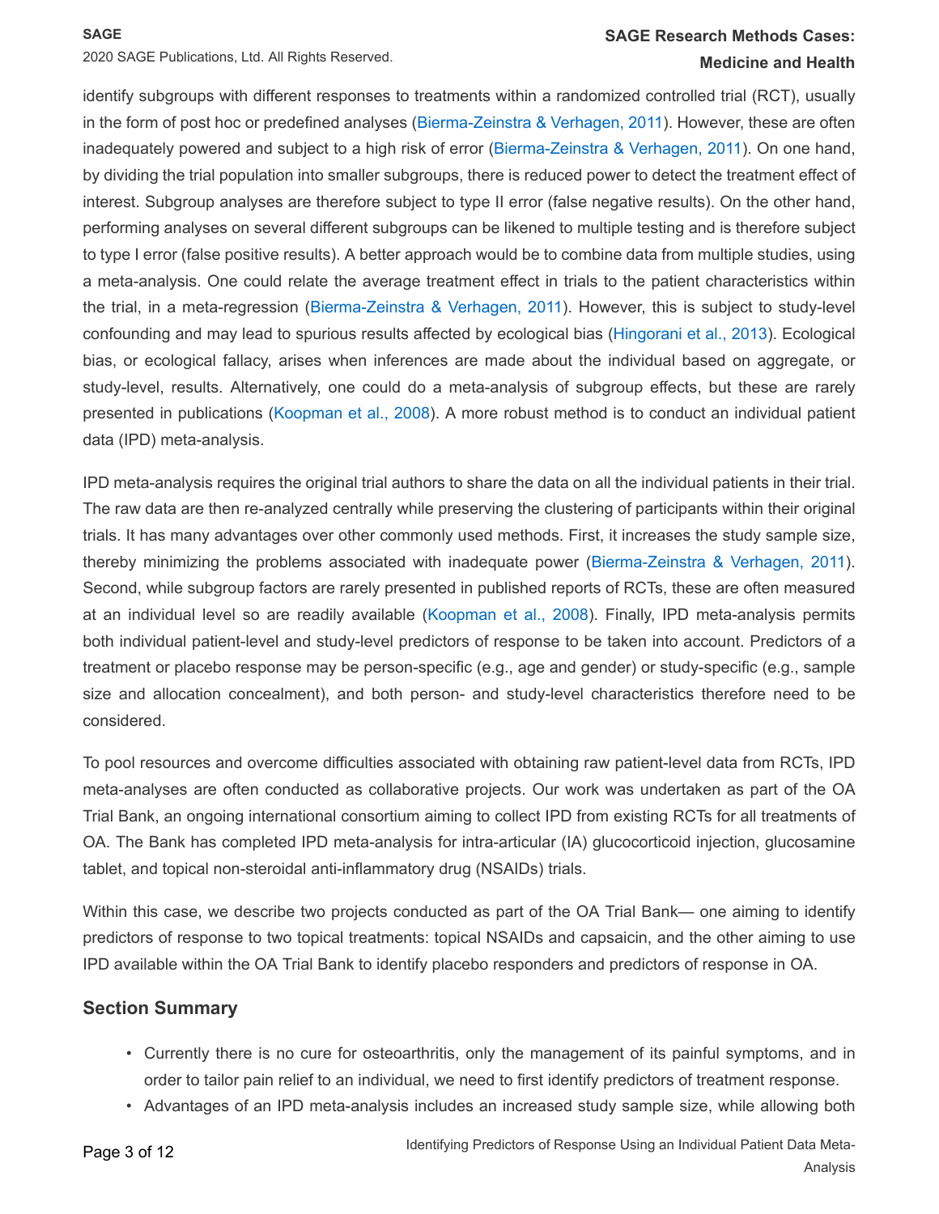identify subgroups with different responses to treatments within a randomized controlled trial (RCT), usually in the form of post hoc or predefined analyses (Bierma-Zeinstra & Verhagen, 2011). However, these are often inadequately powered and subject to a high risk of error (Bierma-Zeinstra & Verhagen, 2011). On one hand, by dividing the trial population into smaller subgroups, there is reduced power to detect the treatment effect of interest. Subgroup analyses are therefore subject to type II error (false negative results). On the other hand, performing analyses on several different subgroups can be likened to multiple testing and is therefore subject to type I error (false positive results). A better approach would be to combine data from multiple studies, using a meta-analysis. One could relate the average treatment effect in trials to the patient characteristics within the trial, in a meta-regression (Bierma-Zeinstra & Verhagen, 2011). However, this is subject to study-level confounding and may lead to spurious results affected by ecological bias (Hingorani et al., 2013). Ecological bias, or ecological fallacy, arises when inferences are made about the individual based on aggregate, or study-level, results. Alternatively, one could do a meta-analysis of subgroup effects, but these are rarely presented in publications (Koopman et al., 2008). A more robust method is to conduct an individual patient data (IPD) meta-analysis.

IPD meta-analysis requires the original trial authors to share the data on all the individual patients in their trial. The raw data are then re-analyzed centrally while preserving the clustering of participants within their original trials. It has many advantages over other commonly used methods. First, it increases the study sample size, thereby minimizing the problems associated with inadequate power (Bierma-Zeinstra & Verhagen, 2011). Second, while subgroup factors are rarely presented in published reports of RCTs, these are often measured at an individual level so are readily available (Koopman et al., 2008). Finally, IPD meta-analysis permits both individual patient-level and study-level predictors of response to be taken into account. Predictors of a treatment or placebo response may be person-specific (e.g., age and gender) or study-specific (e.g., sample size and allocation concealment), and both person- and study-level characteristics therefore need to be considered.

To pool resources and overcome difficulties associated with obtaining raw patient-level data from RCTs, IPD meta-analyses are often conducted as collaborative projects. Our work was undertaken as part of the OA Trial Bank, an ongoing international consortium aiming to collect IPD from existing RCTs for all treatments of OA. The Bank has completed IPD meta-analysis for intra-articular (IA) glucocorticoid injection, glucosamine tablet, and topical non-steroidal anti-inflammatory drug (NSAIDs) trials.

Within this case, we describe two projects conducted as part of the OA Trial Bank— one aiming to identify predictors of response to two topical treatments: topical NSAIDs and capsaicin, and the other aiming to use IPD available within the OA Trial Bank to identify placebo responders and predictors of response in OA.

## Section Summary

- Currently there is no cure for osteoarthritis, only the management of its painful symptoms, and in order to tailor pain relief to an individual, we need to first identify predictors of treatment response.
- Advantages of an IPD meta-analysis includes an increased study sample size, while allowing both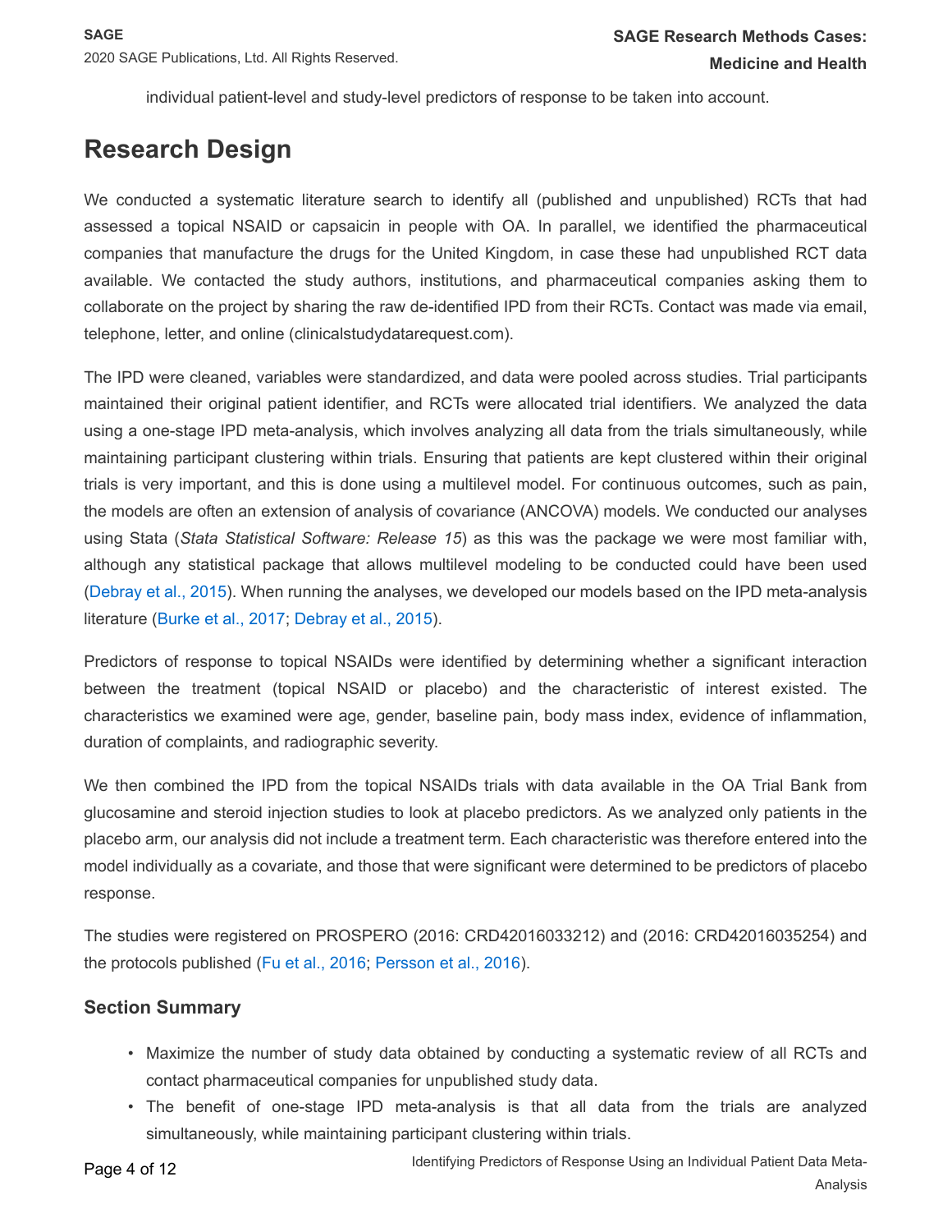individual patient-level and study-level predictors of response to be taken into account.

# Research Design

We conducted a systematic literature search to identify all (published and unpublished) RCTs that had assessed a topical NSAID or capsaicin in people with OA. In parallel, we identified the pharmaceutical companies that manufacture the drugs for the United Kingdom, in case these had unpublished RCT data available. We contacted the study authors, institutions, and pharmaceutical companies asking them to collaborate on the project by sharing the raw de-identified IPD from their RCTs. Contact was made via email, telephone, letter, and online (clinicalstudydatarequest.com).

The IPD were cleaned, variables were standardized, and data were pooled across studies. Trial participants maintained their original patient identifier, and RCTs were allocated trial identifiers. We analyzed the data using a one-stage IPD meta-analysis, which involves analyzing all data from the trials simultaneously, while maintaining participant clustering within trials. Ensuring that patients are kept clustered within their original trials is very important, and this is done using a multilevel model. For continuous outcomes, such as pain, the models are often an extension of analysis of covariance (ANCOVA) models. We conducted our analyses using Stata (*Stata Statistical Software: Release 15*) as this was the package we were most familiar with, although any statistical package that allows multilevel modeling to be conducted could have been used (Debray et al., 2015). When running the analyses, we developed our models based on the IPD meta-analysis literature (Burke et al., 2017; Debray et al., 2015).

Predictors of response to topical NSAIDs were identified by determining whether a significant interaction between the treatment (topical NSAID or placebo) and the characteristic of interest existed. The characteristics we examined were age, gender, baseline pain, body mass index, evidence of inflammation, duration of complaints, and radiographic severity.

We then combined the IPD from the topical NSAIDs trials with data available in the OA Trial Bank from glucosamine and steroid injection studies to look at placebo predictors. As we analyzed only patients in the placebo arm, our analysis did not include a treatment term. Each characteristic was therefore entered into the model individually as a covariate, and those that were significant were determined to be predictors of placebo response.

The studies were registered on PROSPERO (2016: CRD42016033212) and (2016: CRD42016035254) and the protocols published (Fu et al., 2016; Persson et al., 2016).

### Section Summary

- Maximize the number of study data obtained by conducting a systematic review of all RCTs and contact pharmaceutical companies for unpublished study data.
- The benefit of one-stage IPD meta-analysis is that all data from the trials are analyzed simultaneously, while maintaining participant clustering within trials.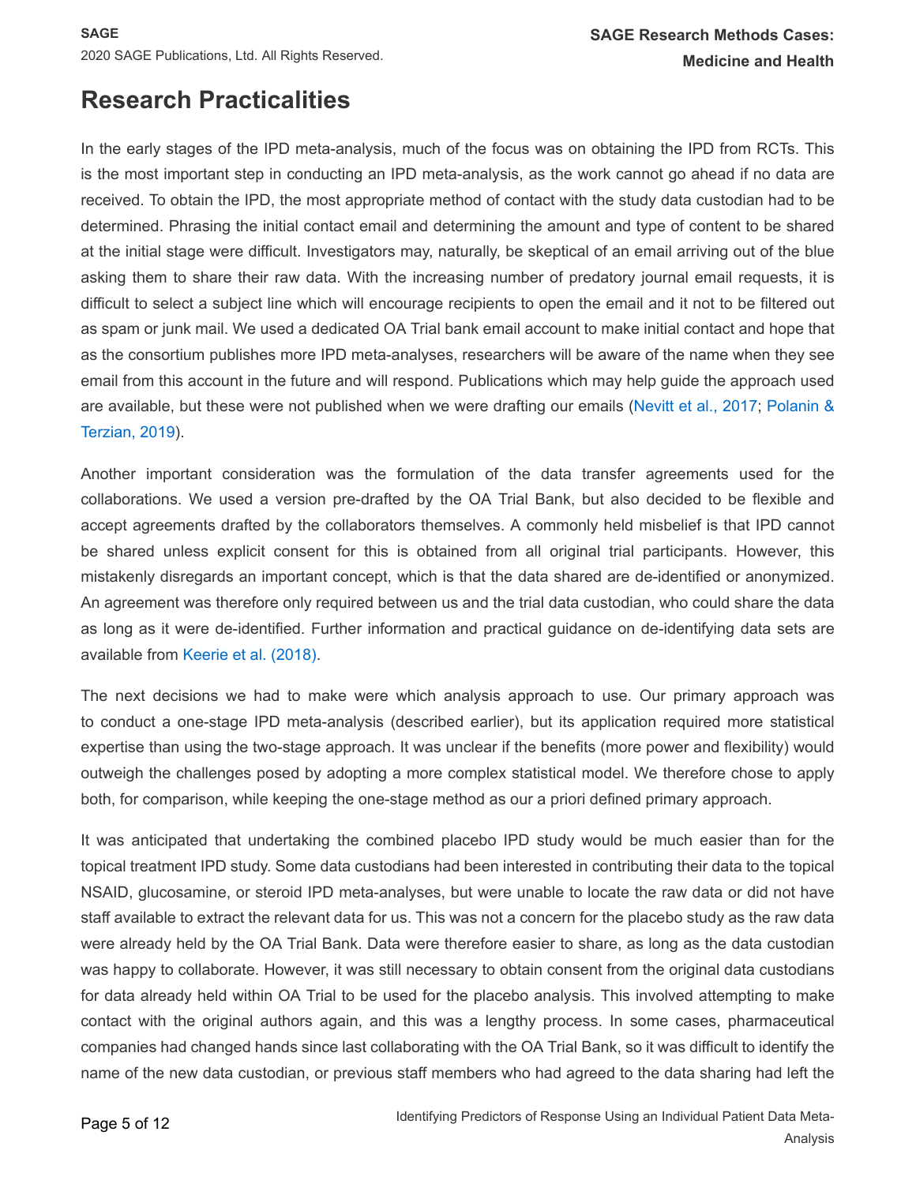## Research Practicalities

In the early stages of the IPD meta-analysis, much of the focus was on obtaining the IPD from RCTs. This is the most important step in conducting an IPD meta-analysis, as the work cannot go ahead if no data are received. To obtain the IPD, the most appropriate method of contact with the study data custodian had to be determined. Phrasing the initial contact email and determining the amount and type of content to be shared at the initial stage were difficult. Investigators may, naturally, be skeptical of an email arriving out of the blue asking them to share their raw data. With the increasing number of predatory journal email requests, it is difficult to select a subject line which will encourage recipients to open the email and it not to be filtered out as spam or junk mail. We used a dedicated OA Trial bank email account to make initial contact and hope that as the consortium publishes more IPD meta-analyses, researchers will be aware of the name when they see email from this account in the future and will respond. Publications which may help guide the approach used are available, but these were not published when we were drafting our emails (Nevitt et al., 2017; Polanin & Terzian, 2019).

Another important consideration was the formulation of the data transfer agreements used for the collaborations. We used a version pre-drafted by the OA Trial Bank, but also decided to be flexible and accept agreements drafted by the collaborators themselves. A commonly held misbelief is that IPD cannot be shared unless explicit consent for this is obtained from all original trial participants. However, this mistakenly disregards an important concept, which is that the data shared are de-identified or anonymized. An agreement was therefore only required between us and the trial data custodian, who could share the data as long as it were de-identified. Further information and practical guidance on de-identifying data sets are available from Keerie et al. (2018).

The next decisions we had to make were which analysis approach to use. Our primary approach was to conduct a one-stage IPD meta-analysis (described earlier), but its application required more statistical expertise than using the two-stage approach. It was unclear if the benefits (more power and flexibility) would outweigh the challenges posed by adopting a more complex statistical model. We therefore chose to apply both, for comparison, while keeping the one-stage method as our a priori defined primary approach.

It was anticipated that undertaking the combined placebo IPD study would be much easier than for the topical treatment IPD study. Some data custodians had been interested in contributing their data to the topical NSAID, glucosamine, or steroid IPD meta-analyses, but were unable to locate the raw data or did not have staff available to extract the relevant data for us. This was not a concern for the placebo study as the raw data were already held by the OA Trial Bank. Data were therefore easier to share, as long as the data custodian was happy to collaborate. However, it was still necessary to obtain consent from the original data custodians for data already held within OA Trial to be used for the placebo analysis. This involved attempting to make contact with the original authors again, and this was a lengthy process. In some cases, pharmaceutical companies had changed hands since last collaborating with the OA Trial Bank, so it was difficult to identify the name of the new data custodian, or previous staff members who had agreed to the data sharing had left the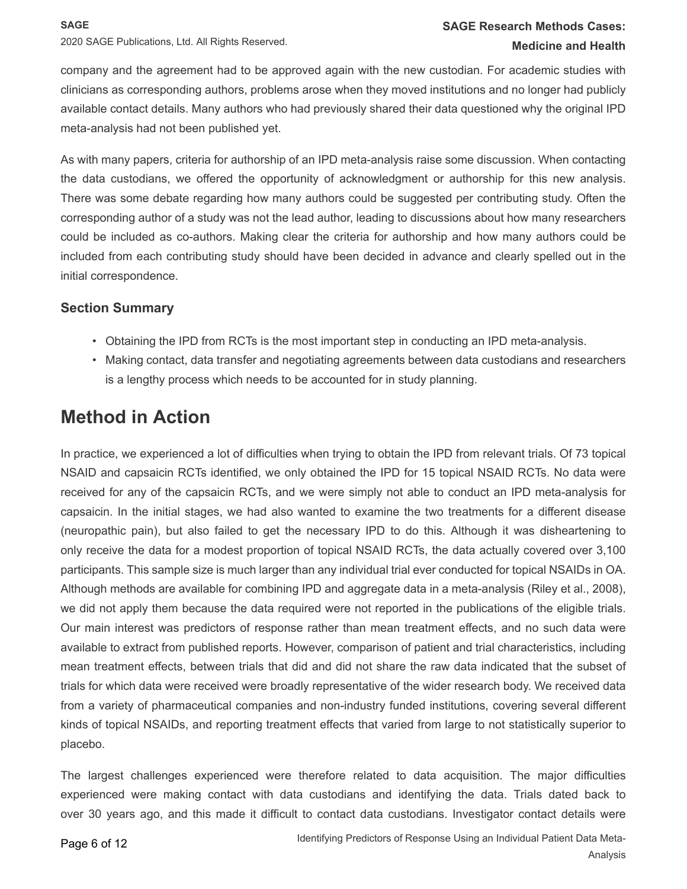company and the agreement had to be approved again with the new custodian. For academic studies with clinicians as corresponding authors, problems arose when they moved institutions and no longer had publicly available contact details. Many authors who had previously shared their data questioned why the original IPD meta-analysis had not been published yet.

As with many papers, criteria for authorship of an IPD meta-analysis raise some discussion. When contacting the data custodians, we offered the opportunity of acknowledgment or authorship for this new analysis. There was some debate regarding how many authors could be suggested per contributing study. Often the corresponding author of a study was not the lead author, leading to discussions about how many researchers could be included as co-authors. Making clear the criteria for authorship and how many authors could be included from each contributing study should have been decided in advance and clearly spelled out in the initial correspondence.

### Section Summary

- Obtaining the IPD from RCTs is the most important step in conducting an IPD meta-analysis.
- Making contact, data transfer and negotiating agreements between data custodians and researchers is a lengthy process which needs to be accounted for in study planning.

## Method in Action

In practice, we experienced a lot of difficulties when trying to obtain the IPD from relevant trials. Of 73 topical NSAID and capsaicin RCTs identified, we only obtained the IPD for 15 topical NSAID RCTs. No data were received for any of the capsaicin RCTs, and we were simply not able to conduct an IPD meta-analysis for capsaicin. In the initial stages, we had also wanted to examine the two treatments for a different disease (neuropathic pain), but also failed to get the necessary IPD to do this. Although it was disheartening to only receive the data for a modest proportion of topical NSAID RCTs, the data actually covered over 3,100 participants. This sample size is much larger than any individual trial ever conducted for topical NSAIDs in OA. Although methods are available for combining IPD and aggregate data in a meta-analysis (Riley et al., 2008), we did not apply them because the data required were not reported in the publications of the eligible trials. Our main interest was predictors of response rather than mean treatment effects, and no such data were available to extract from published reports. However, comparison of patient and trial characteristics, including mean treatment effects, between trials that did and did not share the raw data indicated that the subset of trials for which data were received were broadly representative of the wider research body. We received data from a variety of pharmaceutical companies and non-industry funded institutions, covering several different kinds of topical NSAIDs, and reporting treatment effects that varied from large to not statistically superior to placebo.

The largest challenges experienced were therefore related to data acquisition. The major difficulties experienced were making contact with data custodians and identifying the data. Trials dated back to over 30 years ago, and this made it difficult to contact data custodians. Investigator contact details were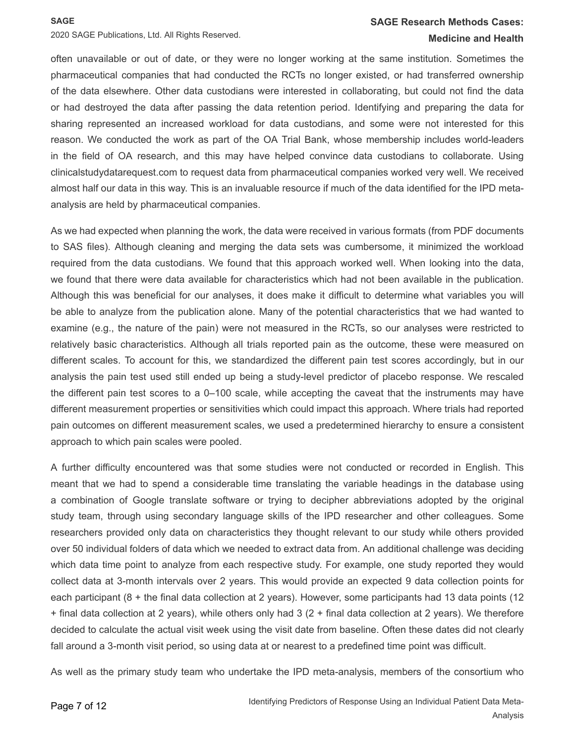often unavailable or out of date, or they were no longer working at the same institution. Sometimes the pharmaceutical companies that had conducted the RCTs no longer existed, or had transferred ownership of the data elsewhere. Other data custodians were interested in collaborating, but could not find the data or had destroyed the data after passing the data retention period. Identifying and preparing the data for sharing represented an increased workload for data custodians, and some were not interested for this reason. We conducted the work as part of the OA Trial Bank, whose membership includes world-leaders in the field of OA research, and this may have helped convince data custodians to collaborate. Using clinicalstudydatarequest.com to request data from pharmaceutical companies worked very well. We received almost half our data in this way. This is an invaluable resource if much of the data identified for the IPD meta-analysis are held by pharmaceutical companies.

As we had expected when planning the work, the data were received in various formats (from PDF documents to SAS files). Although cleaning and merging the data sets was cumbersome, it minimized the workload required from the data custodians. We found that this approach worked well. When looking into the data, we found that there were data available for characteristics which had not been available in the publication. Although this was beneficial for our analyses, it does make it difficult to determine what variables you will be able to analyze from the publication alone. Many of the potential characteristics that we had wanted to examine (e.g., the nature of the pain) were not measured in the RCTs, so our analyses were restricted to relatively basic characteristics. Although all trials reported pain as the outcome, these were measured on different scales. To account for this, we standardized the different pain test scores accordingly, but in our analysis the pain test used still ended up being a study-level predictor of placebo response. We rescaled the different pain test scores to a 0–100 scale, while accepting the caveat that the instruments may have different measurement properties or sensitivities which could impact this approach. Where trials had reported pain outcomes on different measurement scales, we used a predetermined hierarchy to ensure a consistent approach to which pain scales were pooled.

A further difficulty encountered was that some studies were not conducted or recorded in English. This meant that we had to spend a considerable time translating the variable headings in the database using a combination of Google translate software or trying to decipher abbreviations adopted by the original study team, through using secondary language skills of the IPD researcher and other colleagues. Some researchers provided only data on characteristics they thought relevant to our study while others provided over 50 individual folders of data which we needed to extract data from. An additional challenge was deciding which data time point to analyze from each respective study. For example, one study reported they would collect data at 3-month intervals over 2 years. This would provide an expected 9 data collection points for each participant (8 + the final data collection at 2 years). However, some participants had 13 data points (12 + final data collection at 2 years), while others only had 3 (2 + final data collection at 2 years). We therefore decided to calculate the actual visit week using the visit date from baseline. Often these dates did not clearly fall around a 3-month visit period, so using data at or nearest to a predefined time point was difficult.

As well as the primary study team who undertake the IPD meta-analysis, members of the consortium who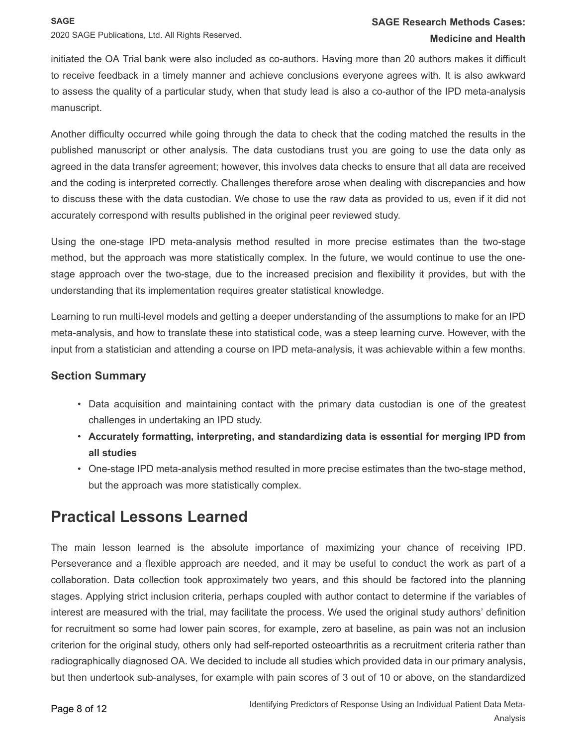initiated the OA Trial bank were also included as co-authors. Having more than 20 authors makes it difficult to receive feedback in a timely manner and achieve conclusions everyone agrees with. It is also awkward to assess the quality of a particular study, when that study lead is also a co-author of the IPD meta-analysis manuscript.

Another difficulty occurred while going through the data to check that the coding matched the results in the published manuscript or other analysis. The data custodians trust you are going to use the data only as agreed in the data transfer agreement; however, this involves data checks to ensure that all data are received and the coding is interpreted correctly. Challenges therefore arose when dealing with discrepancies and how to discuss these with the data custodian. We chose to use the raw data as provided to us, even if it did not accurately correspond with results published in the original peer reviewed study.

Using the one-stage IPD meta-analysis method resulted in more precise estimates than the two-stage method, but the approach was more statistically complex. In the future, we would continue to use the one-stage approach over the two-stage, due to the increased precision and flexibility it provides, but with the understanding that its implementation requires greater statistical knowledge.

Learning to run multi-level models and getting a deeper understanding of the assumptions to make for an IPD meta-analysis, and how to translate these into statistical code, was a steep learning curve. However, with the input from a statistician and attending a course on IPD meta-analysis, it was achievable within a few months.

### Section Summary

- Data acquisition and maintaining contact with the primary data custodian is one of the greatest challenges in undertaking an IPD study.
- **Accurately formatting, interpreting, and standardizing data is essential for merging IPD from all studies**
- One-stage IPD meta-analysis method resulted in more precise estimates than the two-stage method, but the approach was more statistically complex.

## Practical Lessons Learned

The main lesson learned is the absolute importance of maximizing your chance of receiving IPD. Perseverance and a flexible approach are needed, and it may be useful to conduct the work as part of a collaboration. Data collection took approximately two years, and this should be factored into the planning stages. Applying strict inclusion criteria, perhaps coupled with author contact to determine if the variables of interest are measured with the trial, may facilitate the process. We used the original study authors' definition for recruitment so some had lower pain scores, for example, zero at baseline, as pain was not an inclusion criterion for the original study, others only had self-reported osteoarthritis as a recruitment criteria rather than radiographically diagnosed OA. We decided to include all studies which provided data in our primary analysis, but then undertook sub-analyses, for example with pain scores of 3 out of 10 or above, on the standardized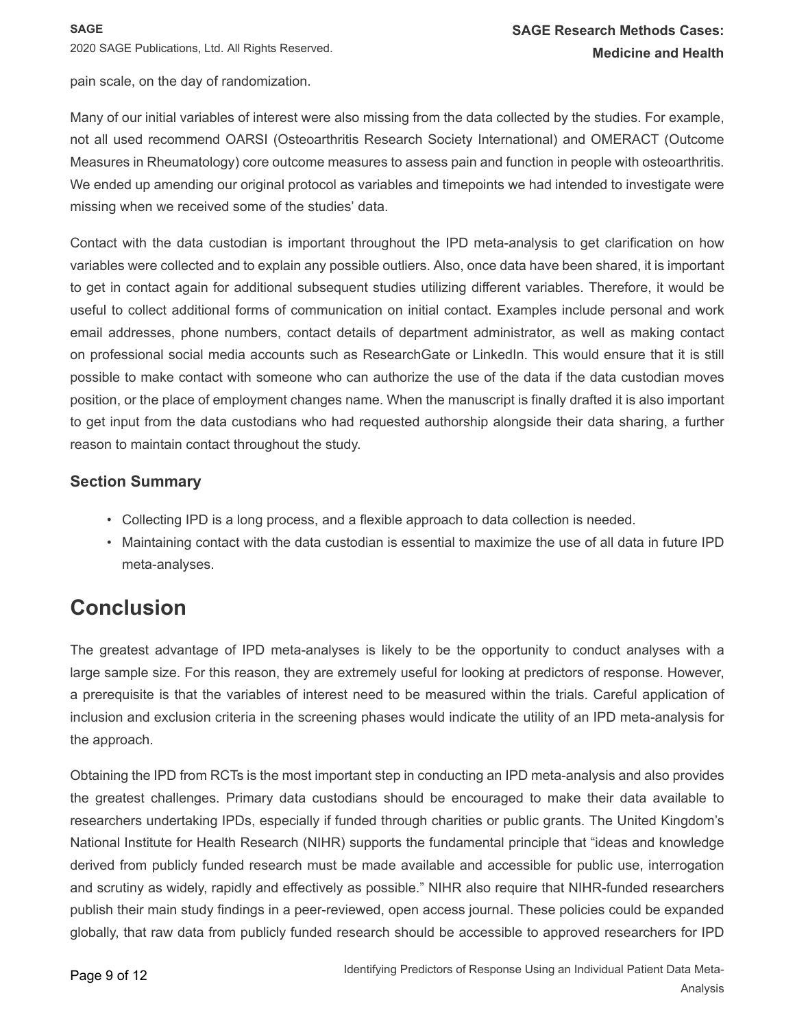pain scale, on the day of randomization.

Many of our initial variables of interest were also missing from the data collected by the studies. For example, not all used recommend OARSI (Osteoarthritis Research Society International) and OMERACT (Outcome Measures in Rheumatology) core outcome measures to assess pain and function in people with osteoarthritis. We ended up amending our original protocol as variables and timepoints we had intended to investigate were missing when we received some of the studies' data.

Contact with the data custodian is important throughout the IPD meta-analysis to get clarification on how variables were collected and to explain any possible outliers. Also, once data have been shared, it is important to get in contact again for additional subsequent studies utilizing different variables. Therefore, it would be useful to collect additional forms of communication on initial contact. Examples include personal and work email addresses, phone numbers, contact details of department administrator, as well as making contact on professional social media accounts such as ResearchGate or LinkedIn. This would ensure that it is still possible to make contact with someone who can authorize the use of the data if the data custodian moves position, or the place of employment changes name. When the manuscript is finally drafted it is also important to get input from the data custodians who had requested authorship alongside their data sharing, a further reason to maintain contact throughout the study.

### Section Summary

- Collecting IPD is a long process, and a flexible approach to data collection is needed.
- Maintaining contact with the data custodian is essential to maximize the use of all data in future IPD meta-analyses.

## Conclusion

The greatest advantage of IPD meta-analyses is likely to be the opportunity to conduct analyses with a large sample size. For this reason, they are extremely useful for looking at predictors of response. However, a prerequisite is that the variables of interest need to be measured within the trials. Careful application of inclusion and exclusion criteria in the screening phases would indicate the utility of an IPD meta-analysis for the approach.

Obtaining the IPD from RCTs is the most important step in conducting an IPD meta-analysis and also provides the greatest challenges. Primary data custodians should be encouraged to make their data available to researchers undertaking IPDs, especially if funded through charities or public grants. The United Kingdom's National Institute for Health Research (NIHR) supports the fundamental principle that "ideas and knowledge derived from publicly funded research must be made available and accessible for public use, interrogation and scrutiny as widely, rapidly and effectively as possible." NIHR also require that NIHR-funded researchers publish their main study findings in a peer-reviewed, open access journal. These policies could be expanded globally, that raw data from publicly funded research should be accessible to approved researchers for IPD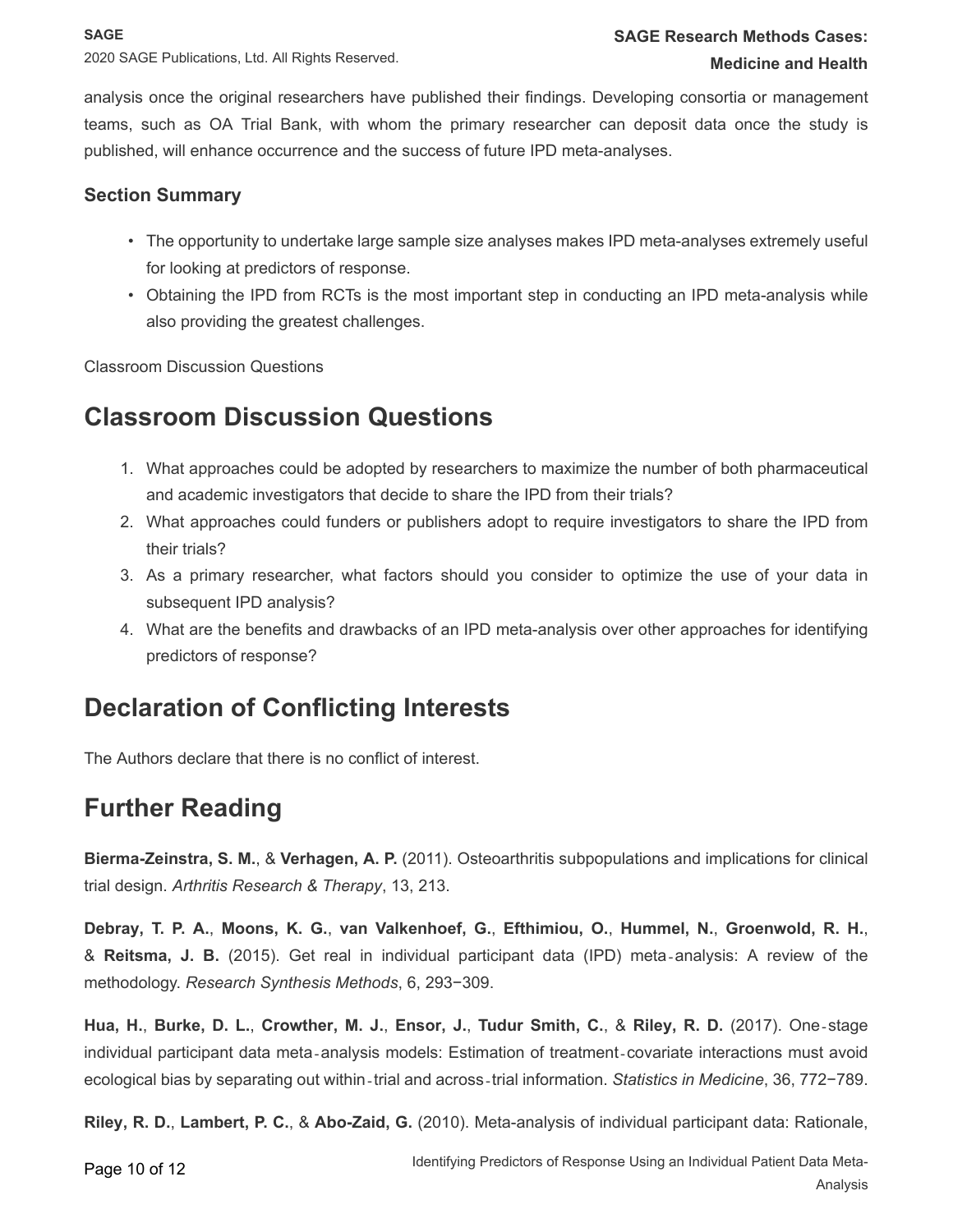analysis once the original researchers have published their findings. Developing consortia or management teams, such as OA Trial Bank, with whom the primary researcher can deposit data once the study is published, will enhance occurrence and the success of future IPD meta-analyses.

### Section Summary

- The opportunity to undertake large sample size analyses makes IPD meta-analyses extremely useful for looking at predictors of response.
- Obtaining the IPD from RCTs is the most important step in conducting an IPD meta-analysis while also providing the greatest challenges.

Classroom Discussion Questions

## Classroom Discussion Questions

1. What approaches could be adopted by researchers to maximize the number of both pharmaceutical and academic investigators that decide to share the IPD from their trials?
2. What approaches could funders or publishers adopt to require investigators to share the IPD from their trials?
3. As a primary researcher, what factors should you consider to optimize the use of your data in subsequent IPD analysis?
4. What are the benefits and drawbacks of an IPD meta-analysis over other approaches for identifying predictors of response?

## Declaration of Conflicting Interests

The Authors declare that there is no conflict of interest.

## Further Reading

**Bierma-Zeinstra, S. M.**, & **Verhagen, A. P.** (2011). Osteoarthritis subpopulations and implications for clinical trial design. *Arthritis Research & Therapy*, 13, 213.

**Debray, T. P. A.**, **Moons, K. G.**, **van Valkenhoef, G.**, **Efthimiou, O.**, **Hummel, N.**, **Groenwold, R. H.**, & **Reitsma, J. B.** (2015). Get real in individual participant data (IPD) meta-analysis: A review of the methodology. *Research Synthesis Methods*, 6, 293−309.

**Hua, H.**, **Burke, D. L.**, **Crowther, M. J.**, **Ensor, J.**, **Tudur Smith, C.**, & **Riley, R. D.** (2017). One-stage individual participant data meta-analysis models: Estimation of treatment-covariate interactions must avoid ecological bias by separating out within-trial and across-trial information. *Statistics in Medicine*, 36, 772−789.

**Riley, R. D.**, **Lambert, P. C.**, & **Abo-Zaid, G.** (2010). Meta-analysis of individual participant data: Rationale,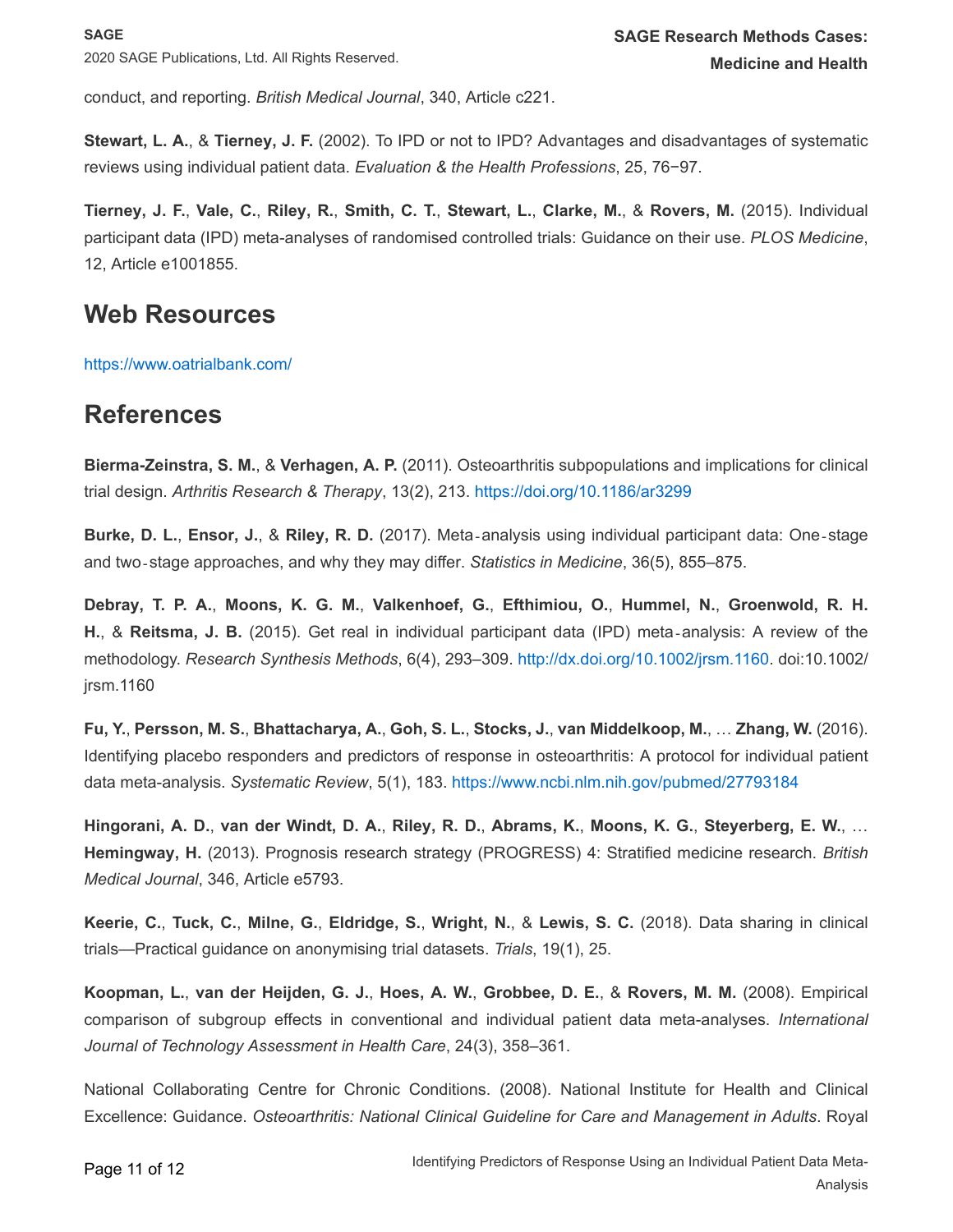conduct, and reporting. *British Medical Journal*, 340, Article c221.

**Stewart, L. A.**, & **Tierney, J. F.** (2002). To IPD or not to IPD? Advantages and disadvantages of systematic reviews using individual patient data. *Evaluation & the Health Professions*, 25, 76−97.

**Tierney, J. F.**, **Vale, C.**, **Riley, R.**, **Smith, C. T.**, **Stewart, L.**, **Clarke, M.**, & **Rovers, M.** (2015). Individual participant data (IPD) meta-analyses of randomised controlled trials: Guidance on their use. *PLOS Medicine*, 12, Article e1001855.

## Web Resources

https://www.oatrialbank.com/

## References

**Bierma-Zeinstra, S. M.**, & **Verhagen, A. P.** (2011). Osteoarthritis subpopulations and implications for clinical trial design. *Arthritis Research & Therapy*, 13(2), 213. https://doi.org/10.1186/ar3299

**Burke, D. L.**, **Ensor, J.**, & **Riley, R. D.** (2017). Meta‐analysis using individual participant data: One‐stage and two‐stage approaches, and why they may differ. *Statistics in Medicine*, 36(5), 855–875.

**Debray, T. P. A.**, **Moons, K. G. M.**, **Valkenhoef, G.**, **Efthimiou, O.**, **Hummel, N.**, **Groenwold, R. H. H.**, & **Reitsma, J. B.** (2015). Get real in individual participant data (IPD) meta‐analysis: A review of the methodology. *Research Synthesis Methods*, 6(4), 293–309. http://dx.doi.org/10.1002/jrsm.1160. doi:10.1002/jrsm.1160

**Fu, Y.**, **Persson, M. S.**, **Bhattacharya, A.**, **Goh, S. L.**, **Stocks, J.**, **van Middelkoop, M.**, … **Zhang, W.** (2016). Identifying placebo responders and predictors of response in osteoarthritis: A protocol for individual patient data meta-analysis. *Systematic Review*, 5(1), 183. https://www.ncbi.nlm.nih.gov/pubmed/27793184

**Hingorani, A. D.**, **van der Windt, D. A.**, **Riley, R. D.**, **Abrams, K.**, **Moons, K. G.**, **Steyerberg, E. W.**, … **Hemingway, H.** (2013). Prognosis research strategy (PROGRESS) 4: Stratified medicine research. *British Medical Journal*, 346, Article e5793.

**Keerie, C.**, **Tuck, C.**, **Milne, G.**, **Eldridge, S.**, **Wright, N.**, & **Lewis, S. C.** (2018). Data sharing in clinical trials—Practical guidance on anonymising trial datasets. *Trials*, 19(1), 25.

**Koopman, L.**, **van der Heijden, G. J.**, **Hoes, A. W.**, **Grobbee, D. E.**, & **Rovers, M. M.** (2008). Empirical comparison of subgroup effects in conventional and individual patient data meta-analyses. *International Journal of Technology Assessment in Health Care*, 24(3), 358–361.

National Collaborating Centre for Chronic Conditions. (2008). National Institute for Health and Clinical Excellence: Guidance. *Osteoarthritis: National Clinical Guideline for Care and Management in Adults*. Royal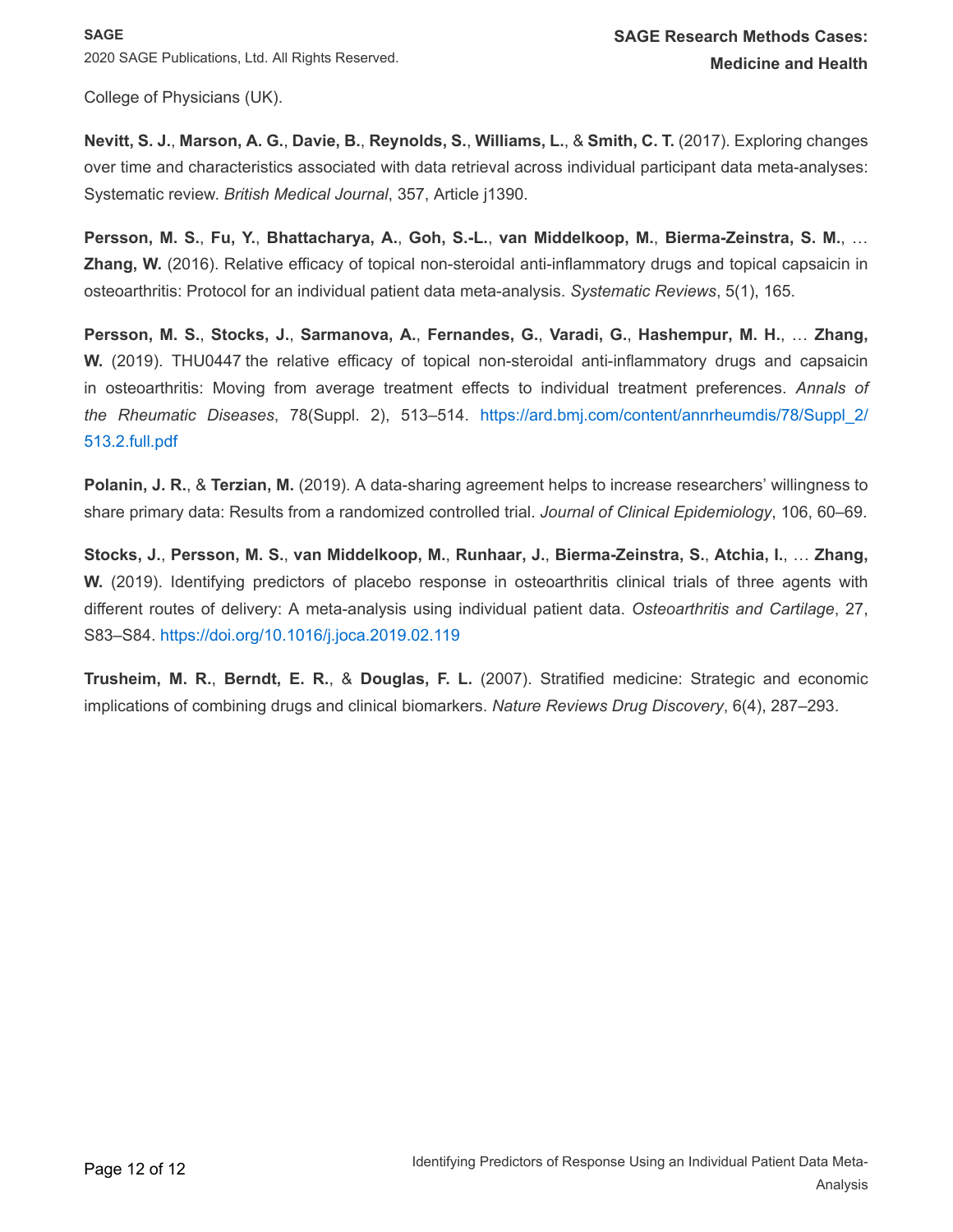College of Physicians (UK).

**Nevitt, S. J.**, **Marson, A. G.**, **Davie, B.**, **Reynolds, S.**, **Williams, L.**, & **Smith, C. T.** (2017). Exploring changes over time and characteristics associated with data retrieval across individual participant data meta-analyses: Systematic review. *British Medical Journal*, 357, Article j1390.

**Persson, M. S.**, **Fu, Y.**, **Bhattacharya, A.**, **Goh, S.-L.**, **van Middelkoop, M.**, **Bierma-Zeinstra, S. M.**, … **Zhang, W.** (2016). Relative efficacy of topical non-steroidal anti-inflammatory drugs and topical capsaicin in osteoarthritis: Protocol for an individual patient data meta-analysis. *Systematic Reviews*, 5(1), 165.

**Persson, M. S.**, **Stocks, J.**, **Sarmanova, A.**, **Fernandes, G.**, **Varadi, G.**, **Hashempur, M. H.**, … **Zhang, W.** (2019). THU0447 the relative efficacy of topical non-steroidal anti-inflammatory drugs and capsaicin in osteoarthritis: Moving from average treatment effects to individual treatment preferences. *Annals of the Rheumatic Diseases*, 78(Suppl. 2), 513–514. https://ard.bmj.com/content/annrheumdis/78/Suppl_2/513.2.full.pdf

**Polanin, J. R.**, & **Terzian, M.** (2019). A data-sharing agreement helps to increase researchers' willingness to share primary data: Results from a randomized controlled trial. *Journal of Clinical Epidemiology*, 106, 60–69.

**Stocks, J.**, **Persson, M. S.**, **van Middelkoop, M.**, **Runhaar, J.**, **Bierma-Zeinstra, S.**, **Atchia, I.**, … **Zhang, W.** (2019). Identifying predictors of placebo response in osteoarthritis clinical trials of three agents with different routes of delivery: A meta-analysis using individual patient data. *Osteoarthritis and Cartilage*, 27, S83–S84. https://doi.org/10.1016/j.joca.2019.02.119

**Trusheim, M. R.**, **Berndt, E. R.**, & **Douglas, F. L.** (2007). Stratified medicine: Strategic and economic implications of combining drugs and clinical biomarkers. *Nature Reviews Drug Discovery*, 6(4), 287–293.